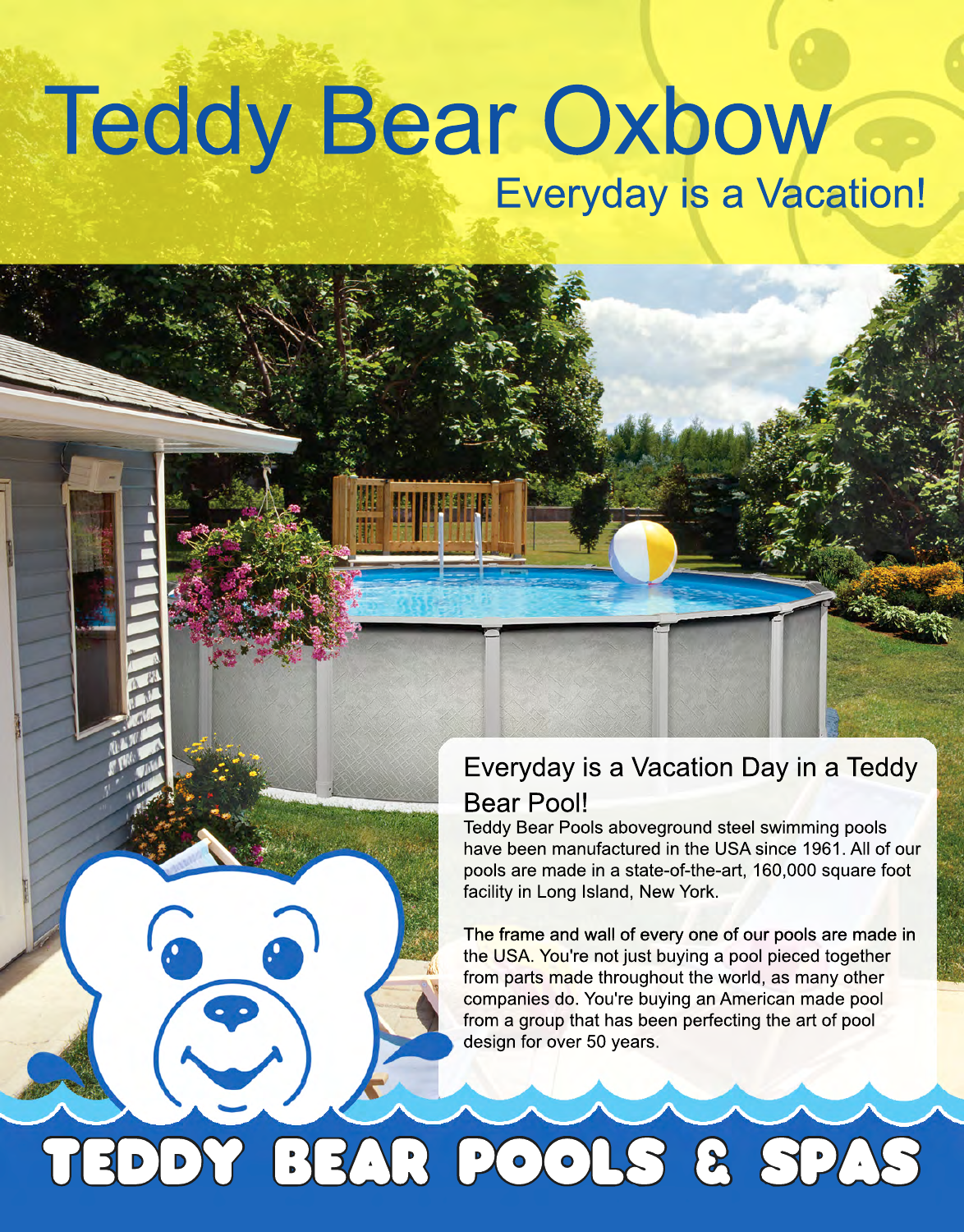# Teddy Bear Oxbow

## Everyday is a Vacation!

### Everyday is a Vacation Day in a Teddy Bear Pool!

Teddy Bear Pools aboveground steel swimming pools have been manufactured in the USA since 1961. All of our pools are made in a state-of-the-art, 160,000 square foot facility in Long Island, New York.

The frame and wall of every one of our pools are made in the USA. You're not just buying a pool pieced together from parts made throughout the world, as many other companies do. You're buying an American made pool from a group that has been perfecting the art of pool design for over 50 years.

TEDDY BEAR POOLS & SPAS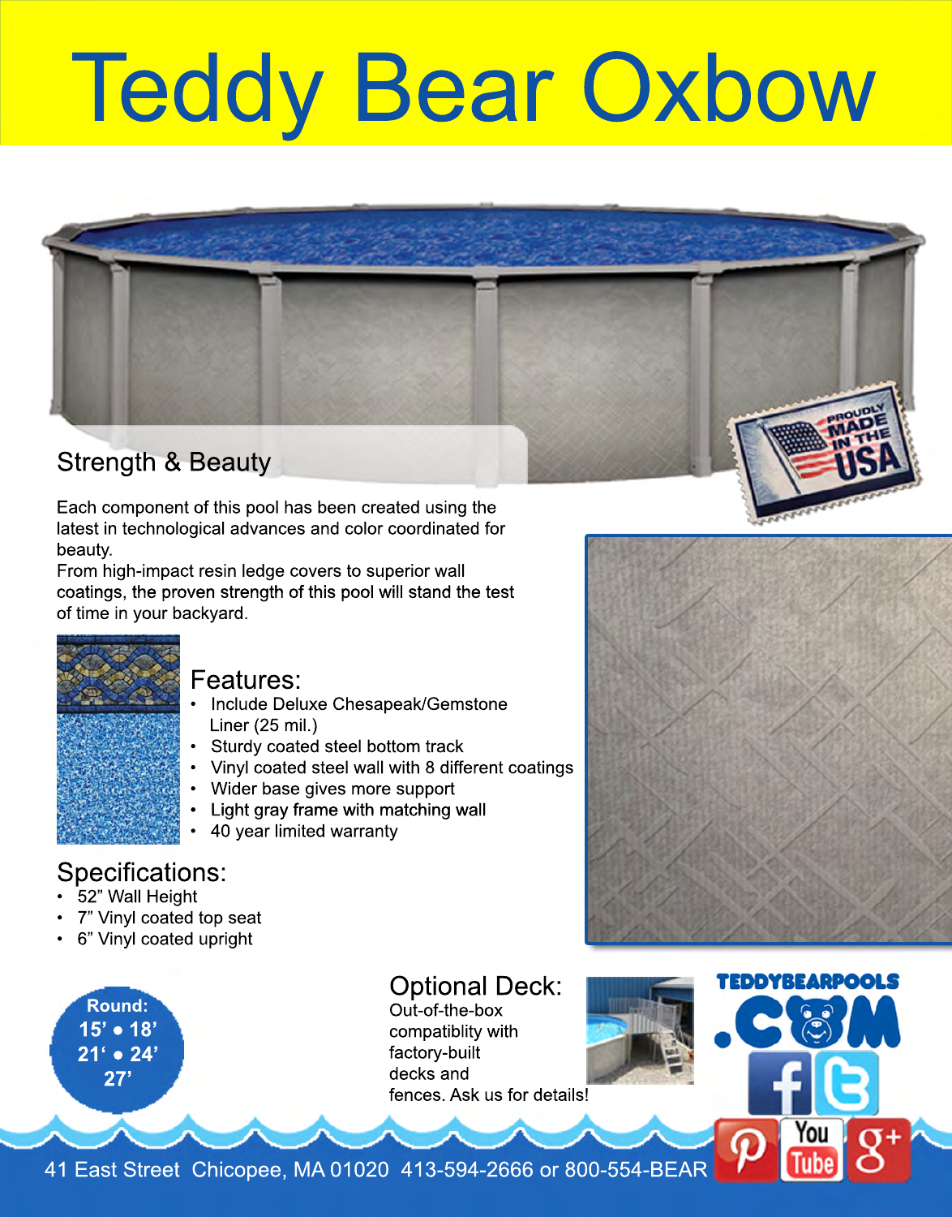# Teddy Bear Oxbow

## Strength & Beauty

Each component of this pool has been created using the latest in technological advances and color coordinated for beauty.
From high-impact resin ledge covers to superior wall coatings, the proven strength of this pool will stand the test of time in your backyard.

PROUDLY MADE IN THE USA

## Features:

- Include Deluxe Chesapeak/Gemstone Liner (25 mil.)
- Sturdy coated steel bottom track
- Vinyl coated steel wall with 8 different coatings
- Wider base gives more support
- Light gray frame with matching wall
- 40 year limited warranty

## Specifications:

- 52” Wall Height
- 7” Vinyl coated top seat
- 6” Vinyl coated upright

**Round:**
**15’ • 18’**
**21‘ • 24’**
**27’**

## Optional Deck:

Out-of-the-box compatiblity with factory-built decks and fences. Ask us for details!

TEDDYBEARPOOLS.COM

41 East Street Chicopee, MA 01020 413-594-2666 or 800-554-BEAR